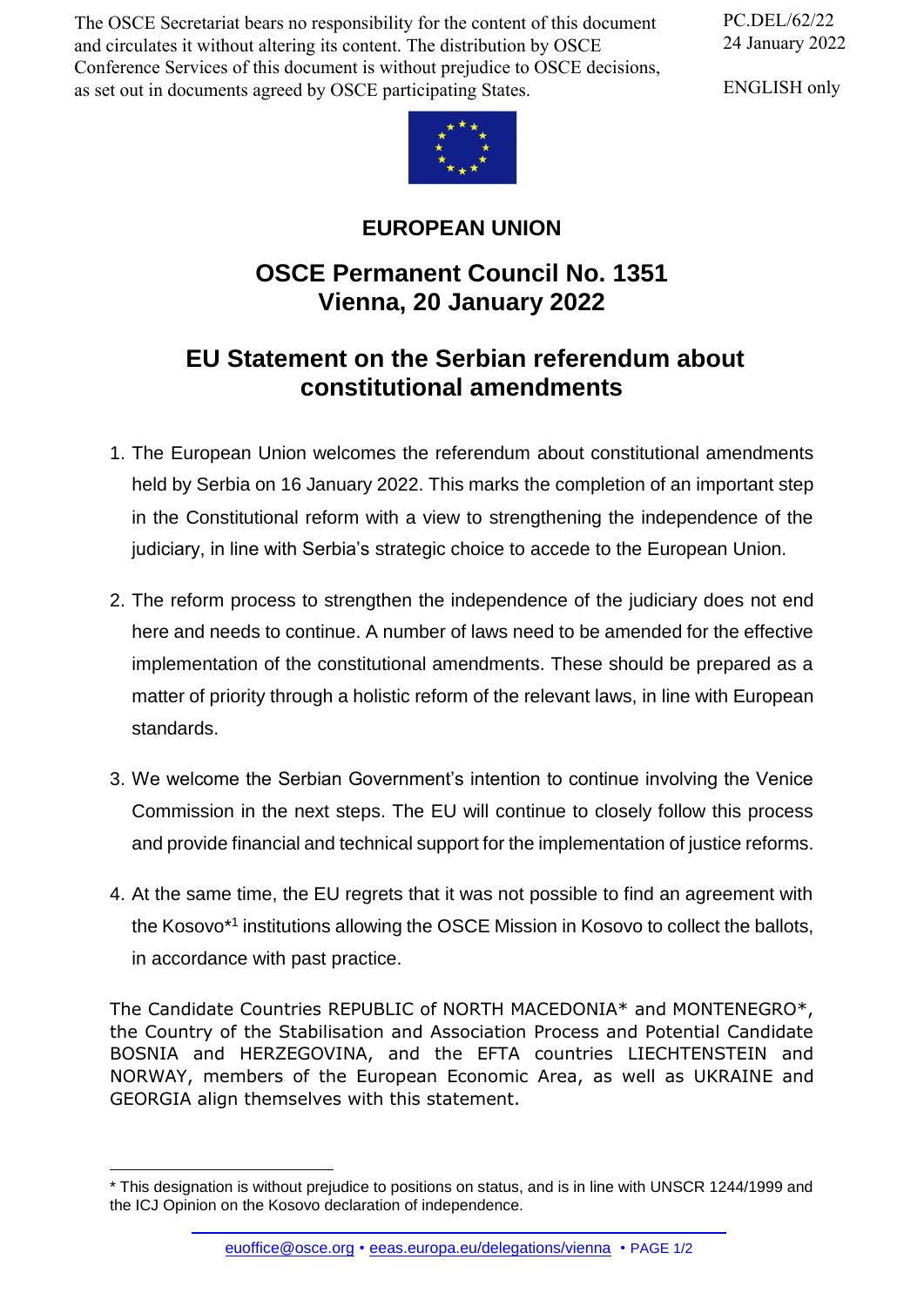The OSCE Secretariat bears no responsibility for the content of this document and circulates it without altering its content. The distribution by OSCE Conference Services of this document is without prejudice to OSCE decisions, as set out in documents agreed by OSCE participating States.

PC.DEL/62/22
24 January 2022

ENGLISH only

**EUROPEAN UNION**

# OSCE Permanent Council No. 1351
# Vienna, 20 January 2022

## EU Statement on the Serbian referendum about constitutional amendments

1. The European Union welcomes the referendum about constitutional amendments held by Serbia on 16 January 2022. This marks the completion of an important step in the Constitutional reform with a view to strengthening the independence of the judiciary, in line with Serbia's strategic choice to accede to the European Union.

2. The reform process to strengthen the independence of the judiciary does not end here and needs to continue. A number of laws need to be amended for the effective implementation of the constitutional amendments. These should be prepared as a matter of priority through a holistic reform of the relevant laws, in line with European standards.

3. We welcome the Serbian Government's intention to continue involving the Venice Commission in the next steps. The EU will continue to closely follow this process and provide financial and technical support for the implementation of justice reforms.

4. At the same time, the EU regrets that it was not possible to find an agreement with the Kosovo*[1] institutions allowing the OSCE Mission in Kosovo to collect the ballots, in accordance with past practice.

The Candidate Countries REPUBLIC of NORTH MACEDONIA* and MONTENEGRO*, the Country of the Stabilisation and Association Process and Potential Candidate BOSNIA and HERZEGOVINA, and the EFTA countries LIECHTENSTEIN and NORWAY, members of the European Economic Area, as well as UKRAINE and GEORGIA align themselves with this statement.

---

* This designation is without prejudice to positions on status, and is in line with UNSCR 1244/1999 and the ICJ Opinion on the Kosovo declaration of independence.

euoffice@osce.org • eeas.europa.eu/delegations/vienna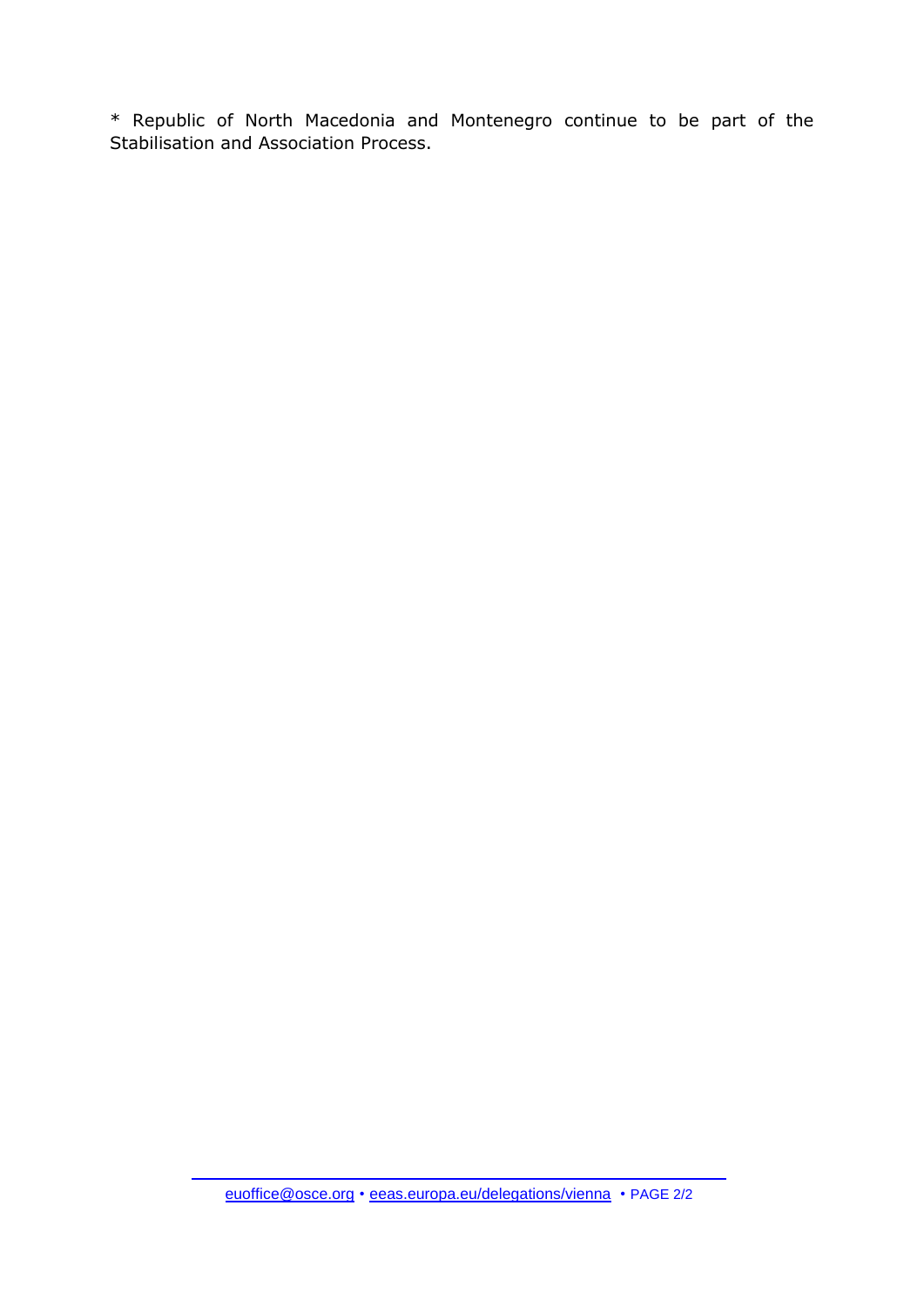* Republic of North Macedonia and Montenegro continue to be part of the Stabilisation and Association Process.